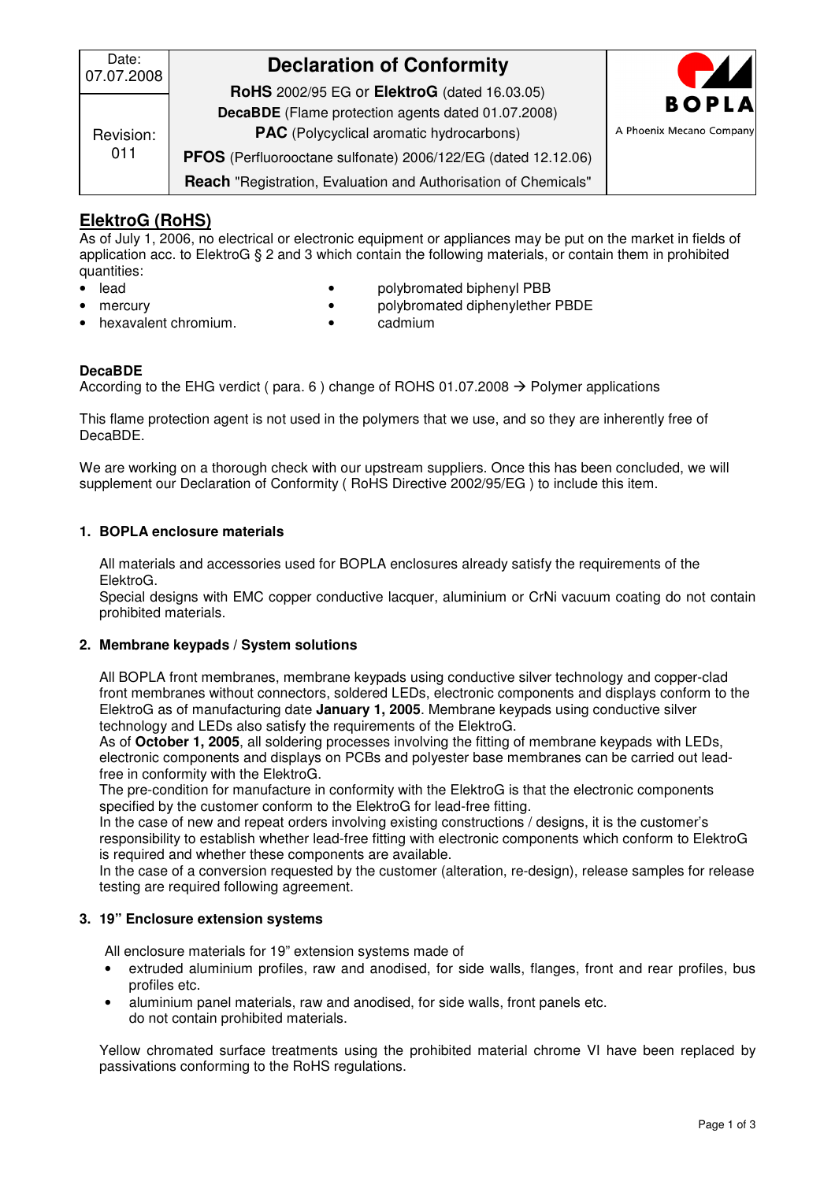| Date: 07.07.2008 | **Declaration of Conformity** | BOPLA A Phoenix Mecano Company |
|---|---|---|
| Revision: 011 | **RoHS** 2002/95 EG or **ElektroG** (dated 16.03.05)<br>**DecaBDE** (Flame protection agents dated 01.07.2008)<br>**PAC** (Polycyclical aromatic hydrocarbons)<br>**PFOS** (Perfluorooctane sulfonate) 2006/122/EG (dated 12.12.06)<br>**Reach** "Registration, Evaluation and Authorisation of Chemicals" | |

## ElektroG (RoHS)

As of July 1, 2006, no electrical or electronic equipment or appliances may be put on the market in fields of application acc. to ElektroG § 2 and 3 which contain the following materials, or contain them in prohibited quantities:

- lead
- mercury
- hexavalent chromium.
- polybrominated biphenyl PBB
- polybrominated diphenylether PBDE
- cadmium

**DecaBDE**

According to the EHG verdict ( para. 6 ) change of ROHS 01.07.2008 → Polymer applications

This flame protection agent is not used in the polymers that we use, and so they are inherently free of DecaBDE.

We are working on a thorough check with our upstream suppliers. Once this has been concluded, we will supplement our Declaration of Conformity ( RoHS Directive 2002/95/EG ) to include this item.

### 1. BOPLA enclosure materials

All materials and accessories used for BOPLA enclosures already satisfy the requirements of the ElektroG.
Special designs with EMC copper conductive lacquer, aluminium or CrNi vacuum coating do not contain prohibited materials.

### 2. Membrane keypads / System solutions

All BOPLA front membranes, membrane keypads using conductive silver technology and copper-clad front membranes without connectors, soldered LEDs, electronic components and displays conform to the ElektroG as of manufacturing date **January 1, 2005**. Membrane keypads using conductive silver technology and LEDs also satisfy the requirements of the ElektroG.
As of **October 1, 2005**, all soldering processes involving the fitting of membrane keypads with LEDs, electronic components and displays on PCBs and polyester base membranes can be carried out lead-free in conformity with the ElektroG.
The pre-condition for manufacture in conformity with the ElektroG is that the electronic components specified by the customer conform to the ElektroG for lead-free fitting.
In the case of new and repeat orders involving existing constructions / designs, it is the customer's responsibility to establish whether lead-free fitting with electronic components which conform to ElektroG is required and whether these components are available.
In the case of a conversion requested by the customer (alteration, re-design), release samples for release testing are required following agreement.

### 3. 19" Enclosure extension systems

All enclosure materials for 19" extension systems made of

- extruded aluminium profiles, raw and anodised, for side walls, flanges, front and rear profiles, bus profiles etc.
- aluminium panel materials, raw and anodised, for side walls, front panels etc.
  do not contain prohibited materials.

Yellow chromated surface treatments using the prohibited material chrome VI have been replaced by passivations conforming to the RoHS regulations.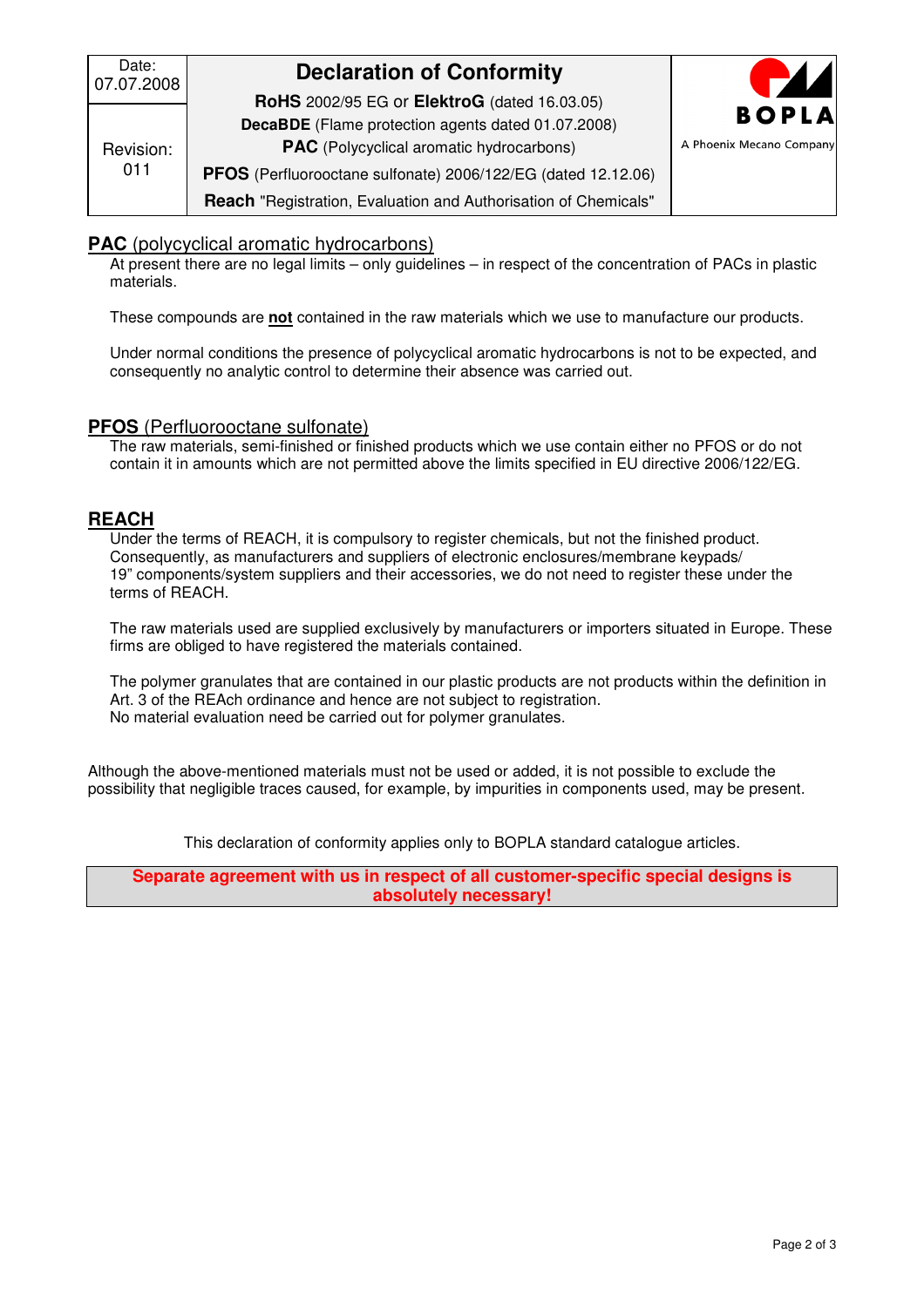| Date: 07.07.2008 | **Declaration of Conformity** | BOPLA A Phoenix Mecano Company |
|---|---|---|
| Revision: 011 | **RoHS** 2002/95 EG or **ElektroG** (dated 16.03.05) **DecaBDE** (Flame protection agents dated 01.07.2008) **PAC** (Polycyclical aromatic hydrocarbons) **PFOS** (Perfluorooctane sulfonate) 2006/122/EG (dated 12.12.06) **Reach** "Registration, Evaluation and Authorisation of Chemicals" | |

## **PAC** (polycyclical aromatic hydrocarbons)

At present there are no legal limits – only guidelines – in respect of the concentration of PACs in plastic materials.

These compounds are **not** contained in the raw materials which we use to manufacture our products.

Under normal conditions the presence of polycyclical aromatic hydrocarbons is not to be expected, and consequently no analytic control to determine their absence was carried out.

## **PFOS** (Perfluorooctane sulfonate)

The raw materials, semi-finished or finished products which we use contain either no PFOS or do not contain it in amounts which are not permitted above the limits specified in EU directive 2006/122/EG.

## **REACH**

Under the terms of REACH, it is compulsory to register chemicals, but not the finished product. Consequently, as manufacturers and suppliers of electronic enclosures/membrane keypads/ 19" components/system suppliers and their accessories, we do not need to register these under the terms of REACH.

The raw materials used are supplied exclusively by manufacturers or importers situated in Europe. These firms are obliged to have registered the materials contained.

The polymer granulates that are contained in our plastic products are not products within the definition in Art. 3 of the REAch ordinance and hence are not subject to registration.
No material evaluation need be carried out for polymer granulates.

Although the above-mentioned materials must not be used or added, it is not possible to exclude the possibility that negligible traces caused, for example, by impurities in components used, may be present.

This declaration of conformity applies only to BOPLA standard catalogue articles.

**Separate agreement with us in respect of all customer-specific special designs is absolutely necessary!**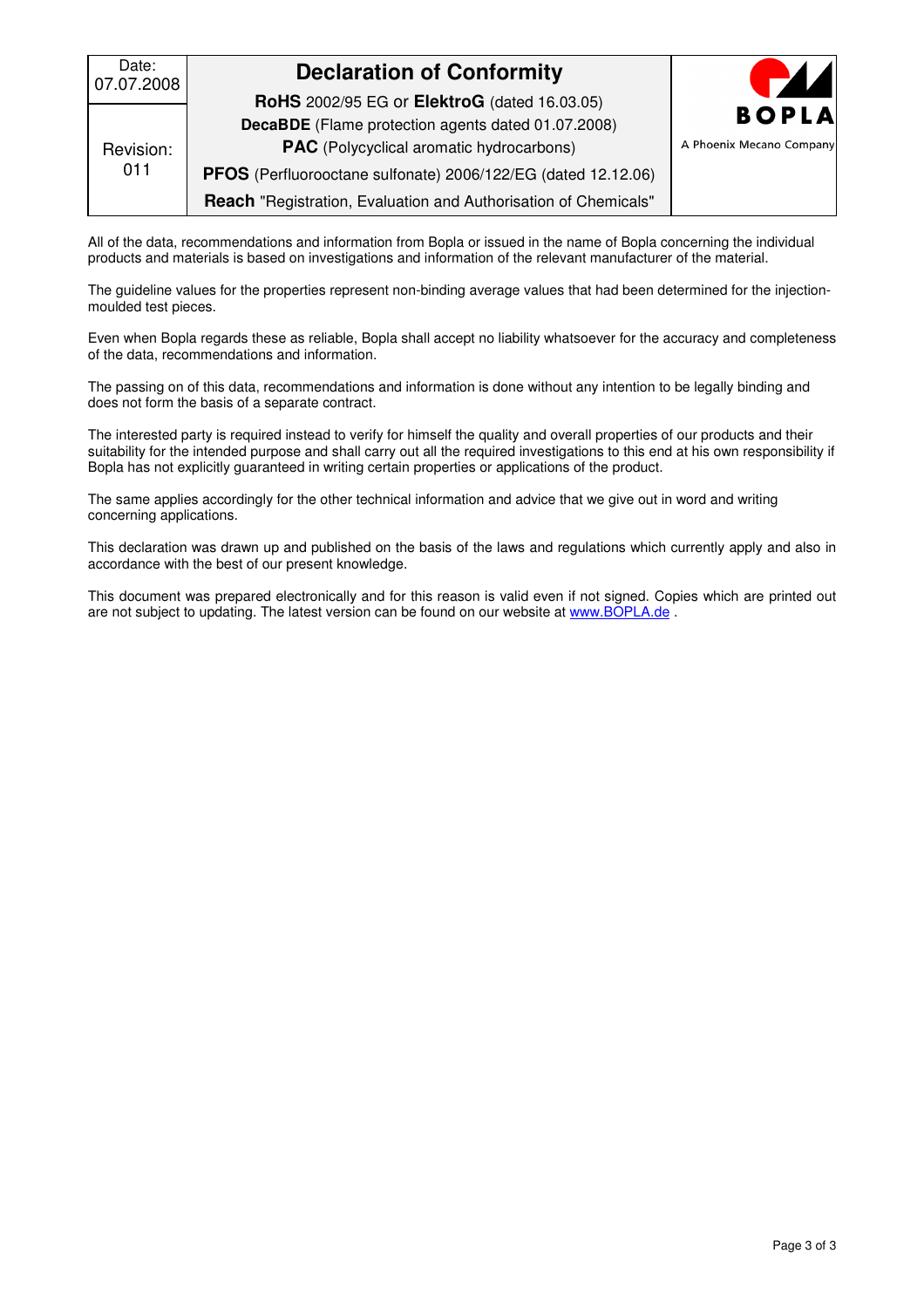| Date: 07.07.2008 | **Declaration of Conformity** | BOPLA A Phoenix Mecano Company |
|---|---|---|
| Revision: 011 | **RoHS** 2002/95 EG or **ElektroG** (dated 16.03.05)<br>**DecaBDE** (Flame protection agents dated 01.07.2008)<br>**PAC** (Polycyclical aromatic hydrocarbons)<br>**PFOS** (Perfluorooctane sulfonate) 2006/122/EG (dated 12.12.06)<br>**Reach** "Registration, Evaluation and Authorisation of Chemicals" | |

All of the data, recommendations and information from Bopla or issued in the name of Bopla concerning the individual products and materials is based on investigations and information of the relevant manufacturer of the material.

The guideline values for the properties represent non-binding average values that had been determined for the injection-moulded test pieces.

Even when Bopla regards these as reliable, Bopla shall accept no liability whatsoever for the accuracy and completeness of the data, recommendations and information.

The passing on of this data, recommendations and information is done without any intention to be legally binding and does not form the basis of a separate contract.

The interested party is required instead to verify for himself the quality and overall properties of our products and their suitability for the intended purpose and shall carry out all the required investigations to this end at his own responsibility if Bopla has not explicitly guaranteed in writing certain properties or applications of the product.

The same applies accordingly for the other technical information and advice that we give out in word and writing concerning applications.

This declaration was drawn up and published on the basis of the laws and regulations which currently apply and also in accordance with the best of our present knowledge.

This document was prepared electronically and for this reason is valid even if not signed. Copies which are printed out are not subject to updating. The latest version can be found on our website at www.BOPLA.de .